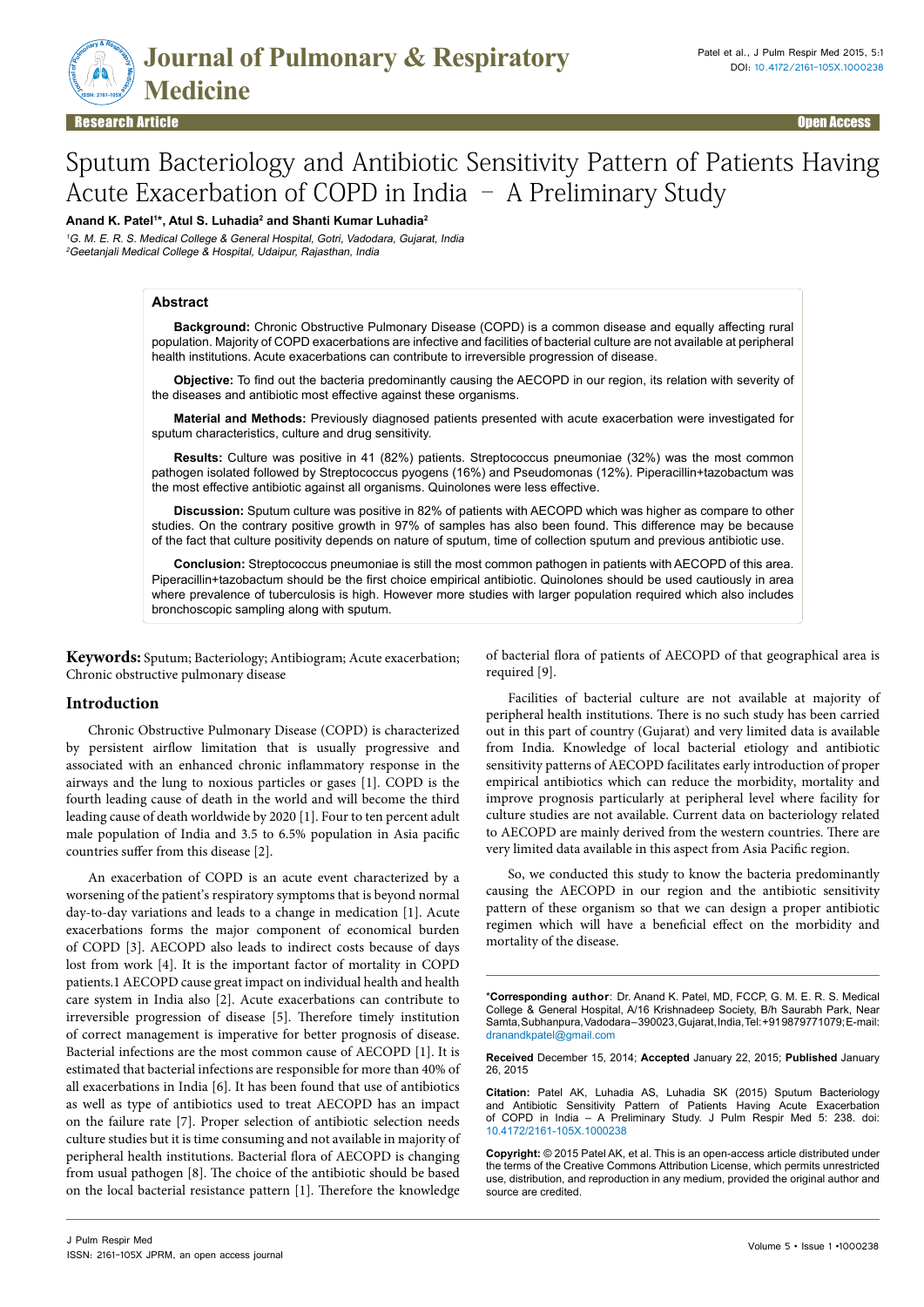Research Article | Open Access

# Sputum Bacteriology and Antibiotic Sensitivity Pattern of Patients Having Acute Exacerbation of COPD in India – A Preliminary Study

**Anand K. Patel[1]*, Atul S. Luhadia[2] and Shanti Kumar Luhadia[2]**

[1]*G. M. E. R. S. Medical College & General Hospital, Gotri, Vadodara, Gujarat, India*
[2]*Geetanjali Medical College & Hospital, Udaipur, Rajasthan, India*

## Abstract

**Background:** Chronic Obstructive Pulmonary Disease (COPD) is a common disease and equally affecting rural population. Majority of COPD exacerbations are infective and facilities of bacterial culture are not available at peripheral health institutions. Acute exacerbations can contribute to irreversible progression of disease.

**Objective:** To find out the bacteria predominantly causing the AECOPD in our region, its relation with severity of the diseases and antibiotic most effective against these organisms.

**Material and Methods:** Previously diagnosed patients presented with acute exacerbation were investigated for sputum characteristics, culture and drug sensitivity.

**Results:** Culture was positive in 41 (82%) patients. Streptococcus pneumoniae (32%) was the most common pathogen isolated followed by Streptococcus pyogens (16%) and Pseudomonas (12%). Piperacillin+tazobactum was the most effective antibiotic against all organisms. Quinolones were less effective.

**Discussion:** Sputum culture was positive in 82% of patients with AECOPD which was higher as compare to other studies. On the contrary positive growth in 97% of samples has also been found. This difference may be because of the fact that culture positivity depends on nature of sputum, time of collection sputum and previous antibiotic use.

**Conclusion:** Streptococcus pneumoniae is still the most common pathogen in patients with AECOPD of this area. Piperacillin+tazobactum should be the first choice empirical antibiotic. Quinolones should be used cautiously in area where prevalence of tuberculosis is high. However more studies with larger population required which also includes bronchoscopic sampling along with sputum.

**Keywords:** Sputum; Bacteriology; Antibiogram; Acute exacerbation; Chronic obstructive pulmonary disease

## Introduction

Chronic Obstructive Pulmonary Disease (COPD) is characterized by persistent airflow limitation that is usually progressive and associated with an enhanced chronic inflammatory response in the airways and the lung to noxious particles or gases [1]. COPD is the fourth leading cause of death in the world and will become the third leading cause of death worldwide by 2020 [1]. Four to ten percent adult male population of India and 3.5 to 6.5% population in Asia pacific countries suffer from this disease [2].

An exacerbation of COPD is an acute event characterized by a worsening of the patient's respiratory symptoms that is beyond normal day-to-day variations and leads to a change in medication [1]. Acute exacerbations forms the major component of economical burden of COPD [3]. AECOPD also leads to indirect costs because of days lost from work [4]. It is the important factor of mortality in COPD patients.1 AECOPD cause great impact on individual health and health care system in India also [2]. Acute exacerbations can contribute to irreversible progression of disease [5]. Therefore timely institution of correct management is imperative for better prognosis of disease. Bacterial infections are the most common cause of AECOPD [1]. It is estimated that bacterial infections are responsible for more than 40% of all exacerbations in India [6]. It has been found that use of antibiotics as well as type of antibiotics used to treat AECOPD has an impact on the failure rate [7]. Proper selection of antibiotic selection needs culture studies but it is time consuming and not available in majority of peripheral health institutions. Bacterial flora of AECOPD is changing from usual pathogen [8]. The choice of the antibiotic should be based on the local bacterial resistance pattern [1]. Therefore the knowledge of bacterial flora of patients of AECOPD of that geographical area is required [9].

Facilities of bacterial culture are not available at majority of peripheral health institutions. There is no such study has been carried out in this part of country (Gujarat) and very limited data is available from India. Knowledge of local bacterial etiology and antibiotic sensitivity patterns of AECOPD facilitates early introduction of proper empirical antibiotics which can reduce the morbidity, mortality and improve prognosis particularly at peripheral level where facility for culture studies are not available. Current data on bacteriology related to AECOPD are mainly derived from the western countries. There are very limited data available in this aspect from Asia Pacific region.

So, we conducted this study to know the bacteria predominantly causing the AECOPD in our region and the antibiotic sensitivity pattern of these organism so that we can design a proper antibiotic regimen which will have a beneficial effect on the morbidity and mortality of the disease.

---

***Corresponding author**: Dr. Anand K. Patel, MD, FCCP, G. M. E. R. S. Medical College & General Hospital, A/16 Krishnadeep Society, B/h Saurabh Park, Near Samta, Subhanpura, Vadodara–390023, Gujarat, India, Tel: +919879771079; E-mail: dranandkpatel@gmail.com

**Received** December 15, 2014; **Accepted** January 22, 2015; **Published** January 26, 2015

**Citation:** Patel AK, Luhadia AS, Luhadia SK (2015) Sputum Bacteriology and Antibiotic Sensitivity Pattern of Patients Having Acute Exacerbation of COPD in India – A Preliminary Study. J Pulm Respir Med 5: 238. doi: 10.4172/2161-105X.1000238

**Copyright:** © 2015 Patel AK, et al. This is an open-access article distributed under the terms of the Creative Commons Attribution License, which permits unrestricted use, distribution, and reproduction in any medium, provided the original author and source are credited.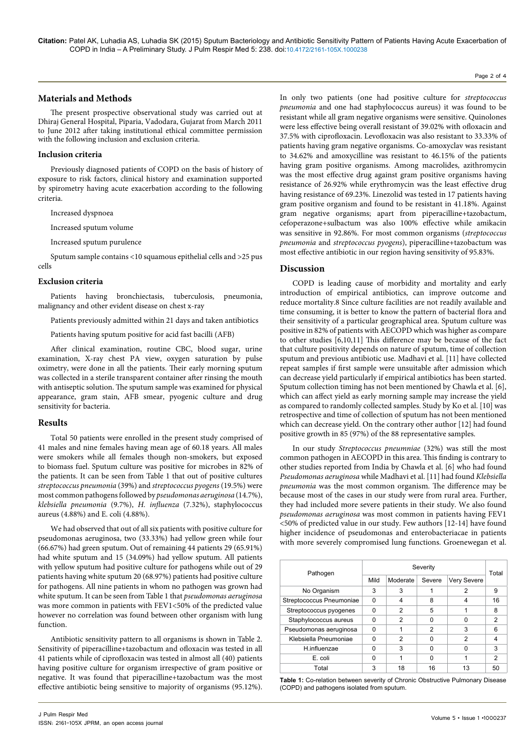## Materials and Methods

The present prospective observational study was carried out at Dhiraj General Hospital, Piparia, Vadodara, Gujarat from March 2011 to June 2012 after taking institutional ethical committee permission with the following inclusion and exclusion criteria.

### Inclusion criteria

Previously diagnosed patients of COPD on the basis of history of exposure to risk factors, clinical history and examination supported by spirometry having acute exacerbation according to the following criteria.

Increased dyspnoea

Increased sputum volume

Increased sputum purulence

Sputum sample contains <10 squamous epithelial cells and >25 pus cells

### Exclusion criteria

Patients having bronchiectasis, tuberculosis, pneumonia, malignancy and other evident disease on chest x-ray

Patients previously admitted within 21 days and taken antibiotics

Patients having sputum positive for acid fast bacilli (AFB)

After clinical examination, routine CBC, blood sugar, urine examination, X-ray chest PA view, oxygen saturation by pulse oximetry, were done in all the patients. Their early morning sputum was collected in a sterile transparent container after rinsing the mouth with antiseptic solution. The sputum sample was examined for physical appearance, gram stain, AFB smear, pyogenic culture and drug sensitivity for bacteria.

## Results

Total 50 patients were enrolled in the present study comprised of 41 males and nine females having mean age of 60.18 years. All males were smokers while all females though non-smokers, but exposed to biomass fuel. Sputum culture was positive for microbes in 82% of the patients. It can be seen from Table 1 that out of positive cultures *streptococcus pneumonia* (39%) and *streptococcus pyogens* (19.5%) were most common pathogens followed by *pseudomonas aeruginosa* (14.7%), *klebsiella pneumonia* (9.7%), *H. influenza* (7.32%), staphylococcus aureus (4.88%) and E. coli (4.88%).

We had observed that out of all six patients with positive culture for pseudomonas aeruginosa, two (33.33%) had yellow green while four (66.67%) had green sputum. Out of remaining 44 patients 29 (65.91%) had white sputum and 15 (34.09%) had yellow sputum. All patients with yellow sputum had positive culture for pathogens while out of 29 patients having white sputum 20 (68.97%) patients had positive culture for pathogens. All nine patients in whom no pathogen was grown had white sputum. It can be seen from Table 1 that *pseudomonas aeruginosa* was more common in patients with FEV1<50% of the predicted value however no correlation was found between other organism with lung function.

Antibiotic sensitivity pattern to all organisms is shown in Table 2. Sensitivity of piperacilline+tazobactum and ofloxacin was tested in all 41 patients while of ciprofloxacin was tested in almost all (40) patients having positive culture for organism irrespective of gram positive or negative. It was found that piperacilline+tazobactum was the most effective antibiotic being sensitive to majority of organisms (95.12%). In only two patients (one had positive culture for *streptococcus pneumonia* and one had staphylococcus aureus) it was found to be resistant while all gram negative organisms were sensitive. Quinolones were less effective being overall resistant of 39.02% with ofloxacin and 37.5% with ciprofloxacin. Levofloxacin was also resistant to 33.33% of patients having gram negative organisms. Co-amoxyclav was resistant to 34.62% and amoxycilline was resistant to 46.15% of the patients having gram positive organisms. Among macrolides, azithromycin was the most effective drug against gram positive organisms having resistance of 26.92% while erythromycin was the least effective drug having resistance of 69.23%. Linezolid was tested in 17 patients having gram positive organism and found to be resistant in 41.18%. Against gram negative organisms; apart from piperacilline+tazobactum, cefoperazone+sulbactum was also 100% effective while amikacin was sensitive in 92.86%. For most common organisms (*streptococcus pneumonia* and *streptococcus pyogens*), piperacilline+tazobactum was most effective antibiotic in our region having sensitivity of 95.83%.

## Discussion

COPD is leading cause of morbidity and mortality and early introduction of empirical antibiotics, can improve outcome and reduce mortality.8 Since culture facilities are not readily available and time consuming, it is better to know the pattern of bacterial flora and their sensitivity of a particular geographical area. Sputum culture was positive in 82% of patients with AECOPD which was higher as compare to other studies [6,10,11] This difference may be because of the fact that culture positivity depends on nature of sputum, time of collection sputum and previous antibiotic use. Madhavi et al. [11] have collected repeat samples if first sample were unsuitable after admission which can decrease yield particularly if empirical antibiotics has been started. Sputum collection timing has not been mentioned by Chawla et al. [6], which can affect yield as early morning sample may increase the yield as compared to randomly collected samples. Study by Ko et al. [10] was retrospective and time of collection of sputum has not been mentioned which can decrease yield. On the contrary other author [12] had found positive growth in 85 (97%) of the 88 representative samples.

In our study *Streptococcus pneumniae* (32%) was still the most common pathogen in AECOPD in this area. This finding is contrary to other studies reported from India by Chawla et al. [6] who had found *Pseudomonas aeruginosa* while Madhavi et al. [11] had found *Klebsiella pneumonia* was the most common organism. The difference may be because most of the cases in our study were from rural area. Further, they had included more severe patients in their study. We also found *pseudomonas aeruginosa* was most common in patients having FEV1 <50% of predicted value in our study. Few authors [12-14] have found higher incidence of pseudomonas and enterobacteriacae in patients with more severely compromised lung functions. Groenewegan et al.

| Pathogen | Severity | | | | Total |
|---|---|---|---|---|---|
| | Mild | Moderate | Severe | Very Severe | |
| No Organism | 3 | 3 | 1 | 2 | 9 |
| Streptococcus Pneumoniae | 0 | 4 | 8 | 4 | 16 |
| Streptococcus pyogenes | 0 | 2 | 5 | 1 | 8 |
| Staphylococcus aureus | 0 | 2 | 0 | 0 | 2 |
| Pseudomonas aeruginosa | 0 | 1 | 2 | 3 | 6 |
| Klebsiella Pneumoniae | 0 | 2 | 0 | 2 | 4 |
| H.influenzae | 0 | 3 | 0 | 0 | 3 |
| E. coli | 0 | 1 | 0 | 1 | 2 |
| Total | 3 | 18 | 16 | 13 | 50 |

**Table 1:** Co-relation between severity of Chronic Obstructive Pulmonary Disease (COPD) and pathogens isolated from sputum.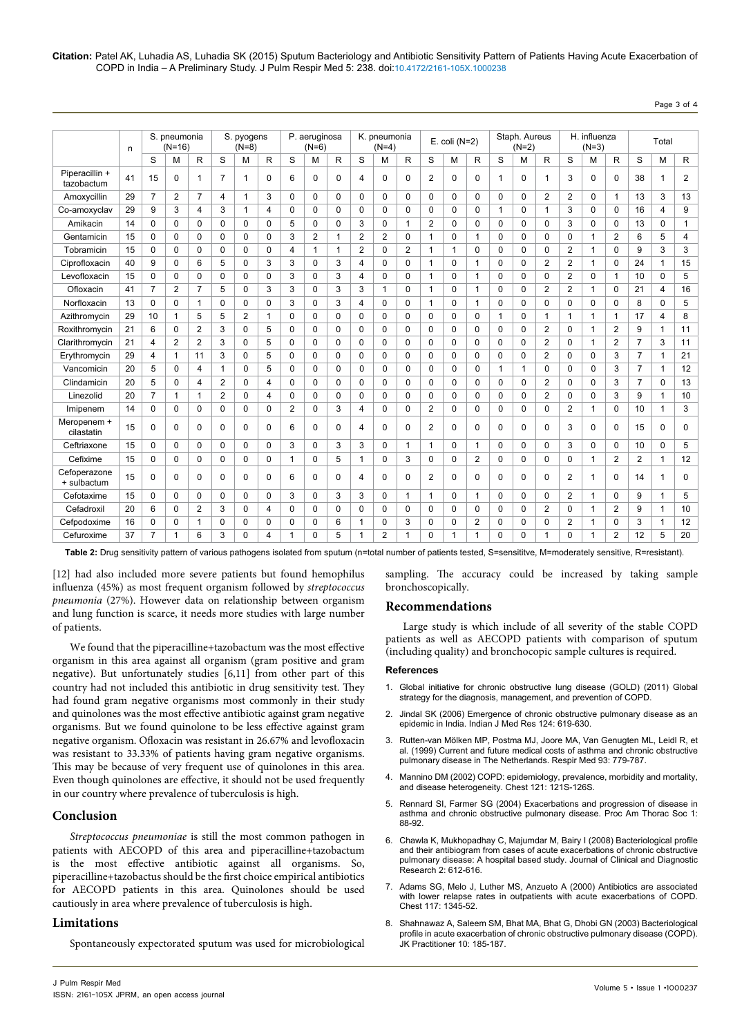| | n | S. pneumonia (N=16) | | | S. pyogens (N=8) | | | P. aeruginosa (N=6) | | | K. pneumonia (N=4) | | | E. coli (N=2) | | | Staph. Aureus (N=2) | | | H. influenza (N=3) | | | Total | | |
|---|---|---|---|---|---|---|---|---|---|---|---|---|---|---|---|---|---|---|---|---|---|---|---|---|---|
| | | S | M | R | S | M | R | S | M | R | S | M | R | S | M | R | S | M | R | S | M | R | S | M | R |
| Piperacillin + tazobactum | 41 | 15 | 0 | 1 | 7 | 1 | 0 | 6 | 0 | 0 | 4 | 0 | 0 | 2 | 0 | 0 | 1 | 0 | 1 | 3 | 0 | 0 | 38 | 1 | 2 |
| Amoxycillin | 29 | 7 | 2 | 7 | 4 | 1 | 3 | 0 | 0 | 0 | 0 | 0 | 0 | 0 | 0 | 0 | 0 | 0 | 2 | 2 | 0 | 1 | 13 | 3 | 13 |
| Co-amoxyclav | 29 | 9 | 3 | 4 | 3 | 1 | 4 | 0 | 0 | 0 | 0 | 0 | 0 | 0 | 0 | 0 | 1 | 0 | 1 | 3 | 0 | 0 | 16 | 4 | 9 |
| Amikacin | 14 | 0 | 0 | 0 | 0 | 0 | 0 | 5 | 0 | 0 | 3 | 0 | 1 | 2 | 0 | 0 | 0 | 0 | 0 | 3 | 0 | 0 | 13 | 0 | 1 |
| Gentamicin | 15 | 0 | 0 | 0 | 0 | 0 | 0 | 3 | 2 | 1 | 2 | 2 | 0 | 1 | 0 | 1 | 0 | 0 | 0 | 0 | 0 | 2 | 6 | 5 | 4 |
| Tobramicin | 15 | 0 | 0 | 0 | 0 | 0 | 0 | 4 | 1 | 1 | 2 | 0 | 2 | 1 | 1 | 0 | 0 | 0 | 0 | 2 | 1 | 0 | 9 | 3 | 3 |
| Ciprofloxacin | 40 | 9 | 0 | 6 | 5 | 0 | 3 | 3 | 0 | 3 | 4 | 0 | 0 | 1 | 0 | 1 | 0 | 0 | 2 | 2 | 1 | 0 | 24 | 1 | 15 |
| Levofloxacin | 15 | 0 | 0 | 0 | 0 | 0 | 0 | 3 | 0 | 3 | 4 | 0 | 0 | 1 | 0 | 1 | 0 | 0 | 0 | 2 | 0 | 1 | 10 | 0 | 5 |
| Ofloxacin | 41 | 7 | 2 | 7 | 5 | 0 | 3 | 3 | 0 | 3 | 3 | 1 | 0 | 1 | 0 | 1 | 0 | 0 | 2 | 2 | 1 | 0 | 21 | 4 | 16 |
| Norfloxacin | 13 | 0 | 0 | 1 | 0 | 0 | 0 | 3 | 0 | 3 | 4 | 0 | 0 | 1 | 0 | 1 | 0 | 0 | 0 | 0 | 0 | 0 | 8 | 0 | 5 |
| Azithromycin | 29 | 10 | 1 | 5 | 5 | 2 | 1 | 0 | 0 | 0 | 0 | 0 | 0 | 0 | 0 | 0 | 1 | 0 | 1 | 1 | 1 | 1 | 17 | 4 | 8 |
| Roxithromycin | 21 | 6 | 0 | 2 | 3 | 0 | 5 | 0 | 0 | 0 | 0 | 0 | 0 | 0 | 0 | 0 | 0 | 0 | 2 | 0 | 1 | 2 | 9 | 1 | 11 |
| Clarithromycin | 21 | 4 | 2 | 2 | 3 | 0 | 5 | 0 | 0 | 0 | 0 | 0 | 0 | 0 | 0 | 0 | 0 | 0 | 2 | 0 | 1 | 2 | 7 | 3 | 11 |
| Erythromycin | 29 | 4 | 1 | 11 | 3 | 0 | 5 | 0 | 0 | 0 | 0 | 0 | 0 | 0 | 0 | 0 | 0 | 0 | 2 | 0 | 0 | 3 | 7 | 1 | 21 |
| Vancomicin | 20 | 5 | 0 | 4 | 1 | 0 | 5 | 0 | 0 | 0 | 0 | 0 | 0 | 0 | 0 | 0 | 1 | 1 | 0 | 0 | 0 | 3 | 7 | 1 | 12 |
| Clindamicin | 20 | 5 | 0 | 4 | 2 | 0 | 4 | 0 | 0 | 0 | 0 | 0 | 0 | 0 | 0 | 0 | 0 | 0 | 2 | 0 | 0 | 3 | 7 | 0 | 13 |
| Linezolid | 20 | 7 | 1 | 1 | 2 | 0 | 4 | 0 | 0 | 0 | 0 | 0 | 0 | 0 | 0 | 0 | 0 | 0 | 2 | 0 | 0 | 3 | 9 | 1 | 10 |
| Imipenem | 14 | 0 | 0 | 0 | 0 | 0 | 0 | 2 | 0 | 3 | 4 | 0 | 0 | 2 | 0 | 0 | 0 | 0 | 0 | 2 | 1 | 0 | 10 | 1 | 3 |
| Meropenem + cilastatin | 15 | 0 | 0 | 0 | 0 | 0 | 0 | 6 | 0 | 0 | 4 | 0 | 0 | 2 | 0 | 0 | 0 | 0 | 0 | 3 | 0 | 0 | 15 | 0 | 0 |
| Ceftriaxone | 15 | 0 | 0 | 0 | 0 | 0 | 0 | 3 | 0 | 3 | 3 | 0 | 1 | 1 | 0 | 1 | 0 | 0 | 0 | 3 | 0 | 0 | 10 | 0 | 5 |
| Cefixime | 15 | 0 | 0 | 0 | 0 | 0 | 0 | 1 | 0 | 5 | 1 | 0 | 3 | 0 | 0 | 2 | 0 | 0 | 0 | 0 | 1 | 2 | 2 | 1 | 12 |
| Cefoperazone + sulbactum | 15 | 0 | 0 | 0 | 0 | 0 | 0 | 6 | 0 | 0 | 4 | 0 | 0 | 2 | 0 | 0 | 0 | 0 | 0 | 2 | 1 | 0 | 14 | 1 | 0 |
| Cefotaxime | 15 | 0 | 0 | 0 | 0 | 0 | 0 | 3 | 0 | 3 | 3 | 0 | 1 | 1 | 0 | 1 | 0 | 0 | 0 | 2 | 1 | 0 | 9 | 1 | 5 |
| Cefadroxil | 20 | 6 | 0 | 2 | 3 | 0 | 4 | 0 | 0 | 0 | 0 | 0 | 0 | 0 | 0 | 0 | 0 | 0 | 2 | 0 | 1 | 2 | 9 | 1 | 10 |
| Cefpodoxime | 16 | 0 | 0 | 1 | 0 | 0 | 0 | 0 | 0 | 6 | 1 | 0 | 3 | 0 | 0 | 2 | 0 | 0 | 0 | 2 | 1 | 0 | 3 | 1 | 12 |
| Cefuroxime | 37 | 7 | 1 | 6 | 3 | 0 | 4 | 1 | 0 | 5 | 1 | 2 | 1 | 0 | 1 | 1 | 0 | 0 | 1 | 0 | 1 | 2 | 12 | 5 | 20 |

**Table 2:** Drug sensitivity pattern of various pathogens isolated from sputum (n=total number of patients tested, S=sensititve, M=moderately sensitive, R=resistant).

[12] had also included more severe patients but found hemophilus influenza (45%) as most frequent organism followed by *streptococcus pneumonia* (27%). However data on relationship between organism and lung function is scarce, it needs more studies with large number of patients.

We found that the piperacilline+tazobactum was the most effective organism in this area against all organism (gram positive and gram negative). But unfortunately studies [6,11] from other part of this country had not included this antibiotic in drug sensitivity test. They had found gram negative organisms most commonly in their study and quinolones was the most effective antibiotic against gram negative organisms. But we found quinolone to be less effective against gram negative organism. Ofloxacin was resistant in 26.67% and levofloxacin was resistant to 33.33% of patients having gram negative organisms. This may be because of very frequent use of quinolones in this area. Even though quinolenes are effective, it should not be used frequently in our country where prevalence of tuberculosis is high.

## Conclusion

*Streptococcus pneumoniae* is still the most common pathogen in patients with AECOPD of this area and piperacilline+tazobactum is the most effective antibiotic against all organisms. So, piperacilline+tazobactus should be the first choice empirical antibiotics for AECOPD patients in this area. Quinolones should be used cautiously in area where prevalence of tuberculosis is high.

## Limitations

Spontaneously expectorated sputum was used for microbiological sampling. The accuracy could be increased by taking sample bronchoscopically.

## Recommendations

Large study is which include of all severity of the stable COPD patients as well as AECOPD patients with comparison of sputum (including quality) and bronchocopic sample cultures is required.

### References

1. Global initiative for chronic obstructive lung disease (GOLD) (2011) Global strategy for the diagnosis, management, and prevention of COPD.
2. Jindal SK (2006) Emergence of chronic obstructive pulmonary disease as an epidemic in India. Indian J Med Res 124: 619-630.
3. Rutten-van Mölken MP, Postma MJ, Joore MA, Van Genugten ML, Leidl R, et al. (1999) Current and future medical costs of asthma and chronic obstructive pulmonary disease in The Netherlands. Respir Med 93: 779-787.
4. Mannino DM (2002) COPD: epidemiology, prevalence, morbidity and mortality, and disease heterogeneity. Chest 121: 121S-126S.
5. Rennard SI, Farmer SG (2004) Exacerbations and progression of disease in asthma and chronic obstructive pulmonary disease. Proc Am Thorac Soc 1: 88-92.
6. Chawla K, Mukhopadhay C, Majumdar M, Bairy I (2008) Bacteriological profile and their antibiogram from cases of acute exacerbations of chronic obstructive pulmonary disease: A hospital based study. Journal of Clinical and Diagnostic Research 2: 612-616.
7. Adams SG, Melo J, Luther MS, Anzueto A (2000) Antibiotics are associated with lower relapse rates in outpatients with acute exacerbations of COPD. Chest 117: 1345-52.
8. Shahnawaz A, Saleem SM, Bhat MA, Bhat G, Dhobi GN (2003) Bacteriological profile in acute exacerbation of chronic obstructive pulmonary disease (COPD). JK Practitioner 10: 185-187.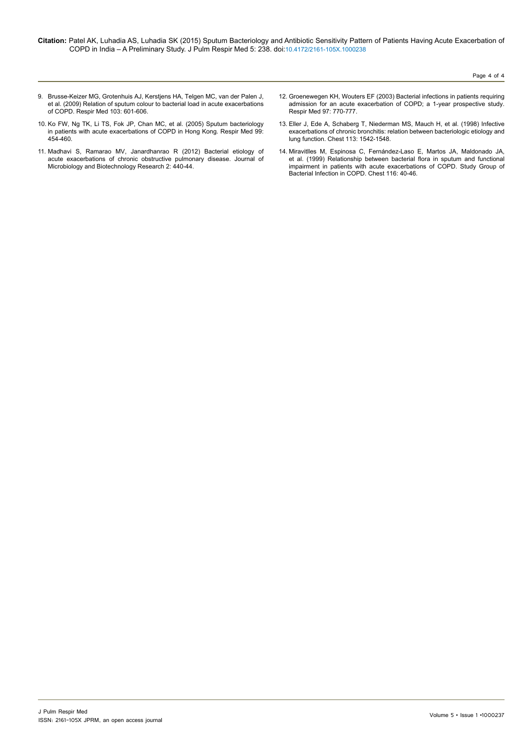9. Brusse-Keizer MG, Grotenhuis AJ, Kerstjens HA, Telgen MC, van der Palen J, et al. (2009) Relation of sputum colour to bacterial load in acute exacerbations of COPD. Respir Med 103: 601-606.

10. Ko FW, Ng TK, Li TS, Fok JP, Chan MC, et al. (2005) Sputum bacteriology in patients with acute exacerbations of COPD in Hong Kong. Respir Med 99: 454-460.

11. Madhavi S, Ramarao MV, Janardhanrao R (2012) Bacterial etiology of acute exacerbations of chronic obstructive pulmonary disease. Journal of Microbiology and Biotechnology Research 2: 440-44.

12. Groenewegen KH, Wouters EF (2003) Bacterial infections in patients requiring admission for an acute exacerbation of COPD; a 1-year prospective study. Respir Med 97: 770-777.

13. Eller J, Ede A, Schaberg T, Niederman MS, Mauch H, et al. (1998) Infective exacerbations of chronic bronchitis: relation between bacteriologic etiology and lung function. Chest 113: 1542-1548.

14. Miravitlles M, Espinosa C, Fernández-Laso E, Martos JA, Maldonado JA, et al. (1999) Relationship between bacterial flora in sputum and functional impairment in patients with acute exacerbations of COPD. Study Group of Bacterial Infection in COPD. Chest 116: 40-46.